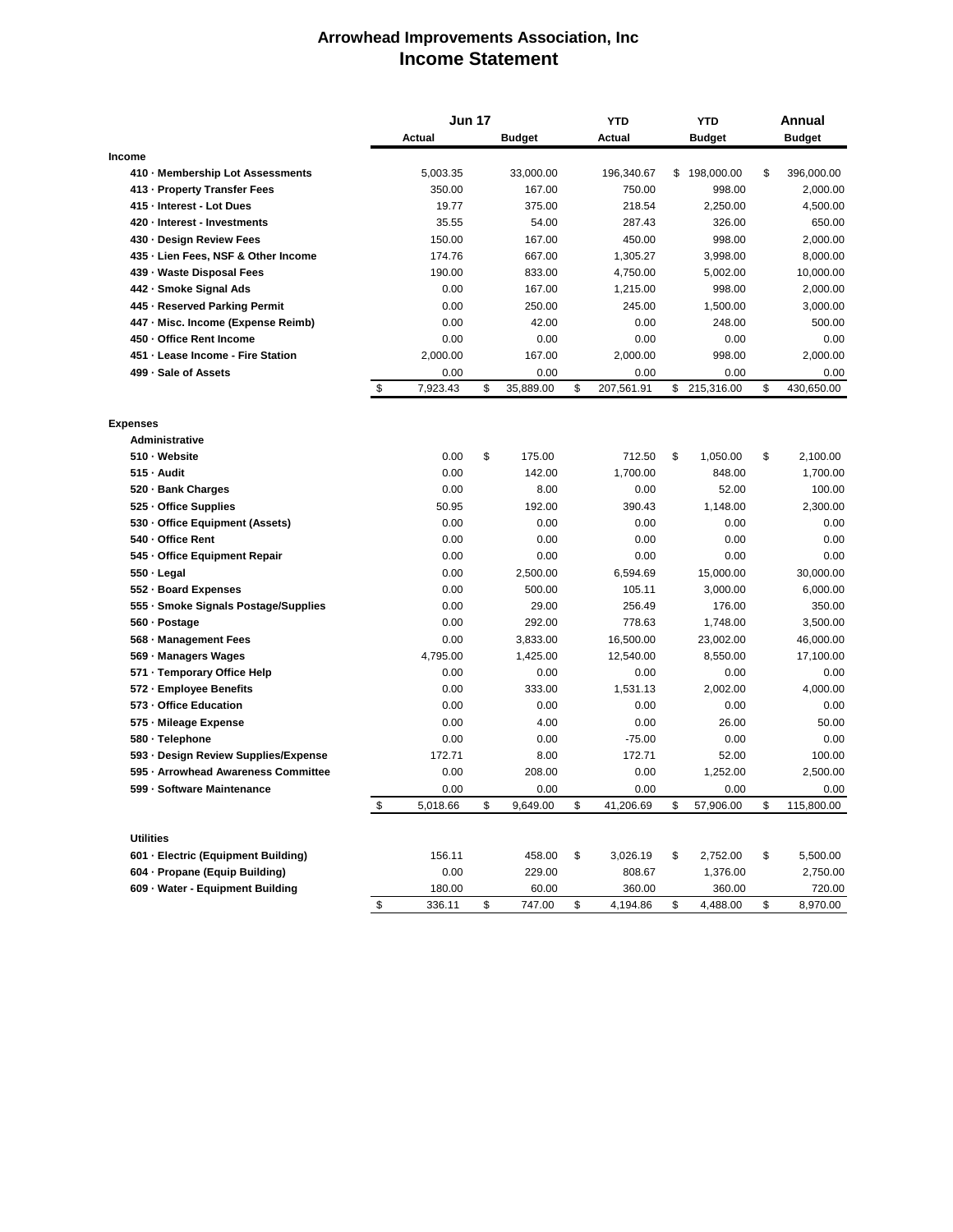# Arrowhead Improvements Association, Inc
## Income Statement

| | Jun 17 | | YTD | YTD | Annual |
|---|---|---|---|---|---|
| | Actual | Budget | Actual | Budget | Budget |
| **Income** | | | | | |
| 410 · Membership Lot Assessments | 5,003.35 | 33,000.00 | 196,340.67 | $ 198,000.00 | $ 396,000.00 |
| 413 · Property Transfer Fees | 350.00 | 167.00 | 750.00 | 998.00 | 2,000.00 |
| 415 · Interest - Lot Dues | 19.77 | 375.00 | 218.54 | 2,250.00 | 4,500.00 |
| 420 · Interest - Investments | 35.55 | 54.00 | 287.43 | 326.00 | 650.00 |
| 430 · Design Review Fees | 150.00 | 167.00 | 450.00 | 998.00 | 2,000.00 |
| 435 · Lien Fees, NSF & Other Income | 174.76 | 667.00 | 1,305.27 | 3,998.00 | 8,000.00 |
| 439 · Waste Disposal Fees | 190.00 | 833.00 | 4,750.00 | 5,002.00 | 10,000.00 |
| 442 · Smoke Signal Ads | 0.00 | 167.00 | 1,215.00 | 998.00 | 2,000.00 |
| 445 · Reserved Parking Permit | 0.00 | 250.00 | 245.00 | 1,500.00 | 3,000.00 |
| 447 · Misc. Income (Expense Reimb) | 0.00 | 42.00 | 0.00 | 248.00 | 500.00 |
| 450 · Office Rent Income | 0.00 | 0.00 | 0.00 | 0.00 | 0.00 |
| 451 · Lease Income - Fire Station | 2,000.00 | 167.00 | 2,000.00 | 998.00 | 2,000.00 |
| 499 · Sale of Assets | 0.00 | 0.00 | 0.00 | 0.00 | 0.00 |
| | $ 7,923.43 | $ 35,889.00 | $ 207,561.91 | $ 215,316.00 | $ 430,650.00 |
| **Expenses** | | | | | |
| **Administrative** | | | | | |
| 510 · Website | 0.00 | $ 175.00 | 712.50 | $ 1,050.00 | $ 2,100.00 |
| 515 · Audit | 0.00 | 142.00 | 1,700.00 | 848.00 | 1,700.00 |
| 520 · Bank Charges | 0.00 | 8.00 | 0.00 | 52.00 | 100.00 |
| 525 · Office Supplies | 50.95 | 192.00 | 390.43 | 1,148.00 | 2,300.00 |
| 530 · Office Equipment (Assets) | 0.00 | 0.00 | 0.00 | 0.00 | 0.00 |
| 540 · Office Rent | 0.00 | 0.00 | 0.00 | 0.00 | 0.00 |
| 545 · Office Equipment Repair | 0.00 | 0.00 | 0.00 | 0.00 | 0.00 |
| 550 · Legal | 0.00 | 2,500.00 | 6,594.69 | 15,000.00 | 30,000.00 |
| 552 · Board Expenses | 0.00 | 500.00 | 105.11 | 3,000.00 | 6,000.00 |
| 555 · Smoke Signals Postage/Supplies | 0.00 | 29.00 | 256.49 | 176.00 | 350.00 |
| 560 · Postage | 0.00 | 292.00 | 778.63 | 1,748.00 | 3,500.00 |
| 568 · Management Fees | 0.00 | 3,833.00 | 16,500.00 | 23,002.00 | 46,000.00 |
| 569 · Managers Wages | 4,795.00 | 1,425.00 | 12,540.00 | 8,550.00 | 17,100.00 |
| 571 · Temporary Office Help | 0.00 | 0.00 | 0.00 | 0.00 | 0.00 |
| 572 · Employee Benefits | 0.00 | 333.00 | 1,531.13 | 2,002.00 | 4,000.00 |
| 573 · Office Education | 0.00 | 0.00 | 0.00 | 0.00 | 0.00 |
| 575 · Mileage Expense | 0.00 | 4.00 | 0.00 | 26.00 | 50.00 |
| 580 · Telephone | 0.00 | 0.00 | -75.00 | 0.00 | 0.00 |
| 593 · Design Review Supplies/Expense | 172.71 | 8.00 | 172.71 | 52.00 | 100.00 |
| 595 · Arrowhead Awareness Committee | 0.00 | 208.00 | 0.00 | 1,252.00 | 2,500.00 |
| 599 · Software Maintenance | 0.00 | 0.00 | 0.00 | 0.00 | 0.00 |
| | $ 5,018.66 | $ 9,649.00 | $ 41,206.69 | $ 57,906.00 | $ 115,800.00 |
| **Utilities** | | | | | |
| 601 · Electric (Equipment Building) | 156.11 | 458.00 | $ 3,026.19 | $ 2,752.00 | $ 5,500.00 |
| 604 · Propane (Equip Building) | 0.00 | 229.00 | 808.67 | 1,376.00 | 2,750.00 |
| 609 · Water - Equipment Building | 180.00 | 60.00 | 360.00 | 360.00 | 720.00 |
| | $ 336.11 | $ 747.00 | $ 4,194.86 | $ 4,488.00 | $ 8,970.00 |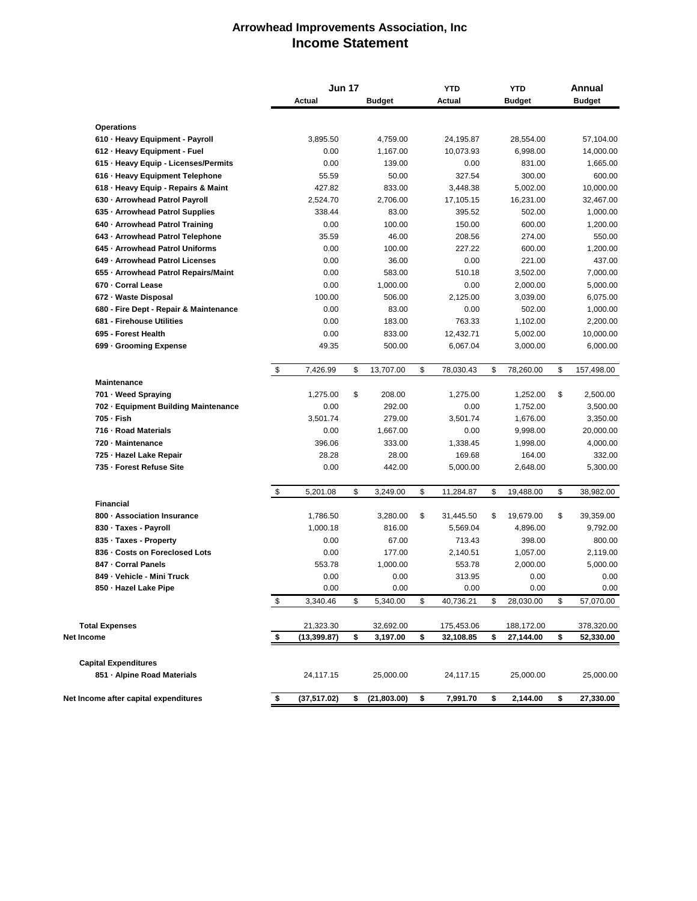# Arrowhead Improvements Association, Inc
## Income Statement

| | Jun 17 Actual | Jun 17 Budget | YTD Actual | YTD Budget | Annual Budget |
|---|---|---|---|---|---|
| **Operations** | | | | | |
| 610 · Heavy Equipment - Payroll | 3,895.50 | 4,759.00 | 24,195.87 | 28,554.00 | 57,104.00 |
| 612 · Heavy Equipment - Fuel | 0.00 | 1,167.00 | 10,073.93 | 6,998.00 | 14,000.00 |
| 615 · Heavy Equip - Licenses/Permits | 0.00 | 139.00 | 0.00 | 831.00 | 1,665.00 |
| 616 · Heavy Equipment Telephone | 55.59 | 50.00 | 327.54 | 300.00 | 600.00 |
| 618 · Heavy Equip - Repairs & Maint | 427.82 | 833.00 | 3,448.38 | 5,002.00 | 10,000.00 |
| 630 · Arrowhead Patrol Payroll | 2,524.70 | 2,706.00 | 17,105.15 | 16,231.00 | 32,467.00 |
| 635 · Arrowhead Patrol Supplies | 338.44 | 83.00 | 395.52 | 502.00 | 1,000.00 |
| 640 · Arrowhead Patrol Training | 0.00 | 100.00 | 150.00 | 600.00 | 1,200.00 |
| 643 · Arrowhead Patrol Telephone | 35.59 | 46.00 | 208.56 | 274.00 | 550.00 |
| 645 · Arrowhead Patrol Uniforms | 0.00 | 100.00 | 227.22 | 600.00 | 1,200.00 |
| 649 · Arrowhead Patrol Licenses | 0.00 | 36.00 | 0.00 | 221.00 | 437.00 |
| 655 · Arrowhead Patrol Repairs/Maint | 0.00 | 583.00 | 510.18 | 3,502.00 | 7,000.00 |
| 670 · Corral Lease | 0.00 | 1,000.00 | 0.00 | 2,000.00 | 5,000.00 |
| 672 · Waste Disposal | 100.00 | 506.00 | 2,125.00 | 3,039.00 | 6,075.00 |
| 680 - Fire Dept - Repair & Maintenance | 0.00 | 83.00 | 0.00 | 502.00 | 1,000.00 |
| 681 - Firehouse Utilities | 0.00 | 183.00 | 763.33 | 1,102.00 | 2,200.00 |
| 695 - Forest Health | 0.00 | 833.00 | 12,432.71 | 5,002.00 | 10,000.00 |
| 699 · Grooming Expense | 49.35 | 500.00 | 6,067.04 | 3,000.00 | 6,000.00 |
| | $ 7,426.99 | $ 13,707.00 | $ 78,030.43 | $ 78,260.00 | $ 157,498.00 |
| **Maintenance** | | | | | |
| 701 · Weed Spraying | 1,275.00 | $ 208.00 | 1,275.00 | 1,252.00 | $ 2,500.00 |
| 702 · Equipment Building Maintenance | 0.00 | 292.00 | 0.00 | 1,752.00 | 3,500.00 |
| 705 · Fish | 3,501.74 | 279.00 | 3,501.74 | 1,676.00 | 3,350.00 |
| 716 · Road Materials | 0.00 | 1,667.00 | 0.00 | 9,998.00 | 20,000.00 |
| 720 · Maintenance | 396.06 | 333.00 | 1,338.45 | 1,998.00 | 4,000.00 |
| 725 · Hazel Lake Repair | 28.28 | 28.00 | 169.68 | 164.00 | 332.00 |
| 735 · Forest Refuse Site | 0.00 | 442.00 | 5,000.00 | 2,648.00 | 5,300.00 |
| | $ 5,201.08 | $ 3,249.00 | $ 11,284.87 | $ 19,488.00 | $ 38,982.00 |
| **Financial** | | | | | |
| 800 · Association Insurance | 1,786.50 | 3,280.00 | $ 31,445.50 | $ 19,679.00 | $ 39,359.00 |
| 830 · Taxes - Payroll | 1,000.18 | 816.00 | 5,569.04 | 4,896.00 | 9,792.00 |
| 835 · Taxes - Property | 0.00 | 67.00 | 713.43 | 398.00 | 800.00 |
| 836 · Costs on Foreclosed Lots | 0.00 | 177.00 | 2,140.51 | 1,057.00 | 2,119.00 |
| 847 · Corral Panels | 553.78 | 1,000.00 | 553.78 | 2,000.00 | 5,000.00 |
| 849 · Vehicle - Mini Truck | 0.00 | 0.00 | 313.95 | 0.00 | 0.00 |
| 850 · Hazel Lake Pipe | 0.00 | 0.00 | 0.00 | 0.00 | 0.00 |
| | $ 3,340.46 | $ 5,340.00 | $ 40,736.21 | $ 28,030.00 | $ 57,070.00 |
| **Total Expenses** | 21,323.30 | 32,692.00 | 175,453.06 | 188,172.00 | 378,320.00 |
| **Net Income** | **$ (13,399.87)** | **$ 3,197.00** | **$ 32,108.85** | **$ 27,144.00** | **$ 52,330.00** |
| **Capital Expenditures** | | | | | |
| 851 · Alpine Road Materials | 24,117.15 | 25,000.00 | 24,117.15 | 25,000.00 | 25,000.00 |
| **Net Income after capital expenditures** | **$ (37,517.02)** | **$ (21,803.00)** | **$ 7,991.70** | **$ 2,144.00** | **$ 27,330.00** |